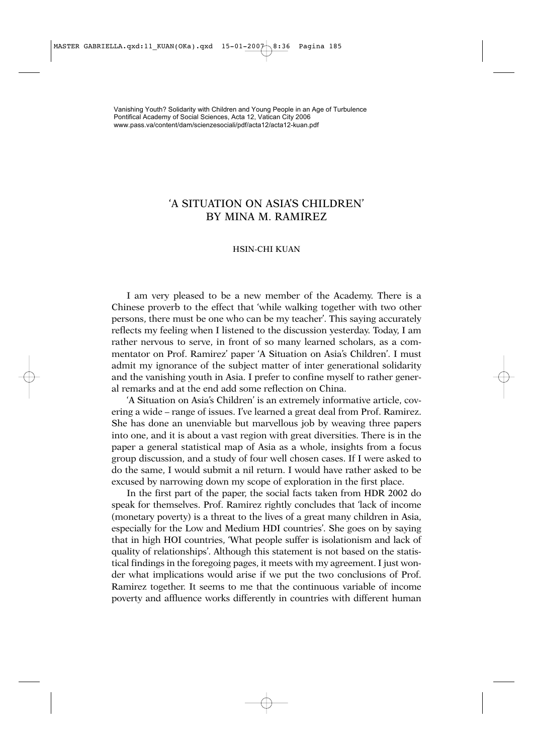Vanishing Youth? Solidarity with Children and Young People in an Age of Turbulence
Pontifical Academy of Social Sciences, Acta 12, Vatican City 2006
www.pass.va/content/dam/scienzesociali/pdf/acta12/acta12-kuan.pdf

# 'A SITUATION ON ASIA'S CHILDREN' BY MINA M. RAMIREZ

HSIN-CHI KUAN

I am very pleased to be a new member of the Academy. There is a Chinese proverb to the effect that 'while walking together with two other persons, there must be one who can be my teacher'. This saying accurately reflects my feeling when I listened to the discussion yesterday. Today, I am rather nervous to serve, in front of so many learned scholars, as a commentator on Prof. Ramirez' paper 'A Situation on Asia's Children'. I must admit my ignorance of the subject matter of inter generational solidarity and the vanishing youth in Asia. I prefer to confine myself to rather general remarks and at the end add some reflection on China.

'A Situation on Asia's Children' is an extremely informative article, covering a wide – range of issues. I've learned a great deal from Prof. Ramirez. She has done an unenviable but marvellous job by weaving three papers into one, and it is about a vast region with great diversities. There is in the paper a general statistical map of Asia as a whole, insights from a focus group discussion, and a study of four well chosen cases. If I were asked to do the same, I would submit a nil return. I would have rather asked to be excused by narrowing down my scope of exploration in the first place.

In the first part of the paper, the social facts taken from HDR 2002 do speak for themselves. Prof. Ramirez rightly concludes that 'lack of income (monetary poverty) is a threat to the lives of a great many children in Asia, especially for the Low and Medium HDI countries'. She goes on by saying that in high HOI countries, 'What people suffer is isolationism and lack of quality of relationships'. Although this statement is not based on the statistical findings in the foregoing pages, it meets with my agreement. I just wonder what implications would arise if we put the two conclusions of Prof. Ramirez together. It seems to me that the continuous variable of income poverty and affluence works differently in countries with different human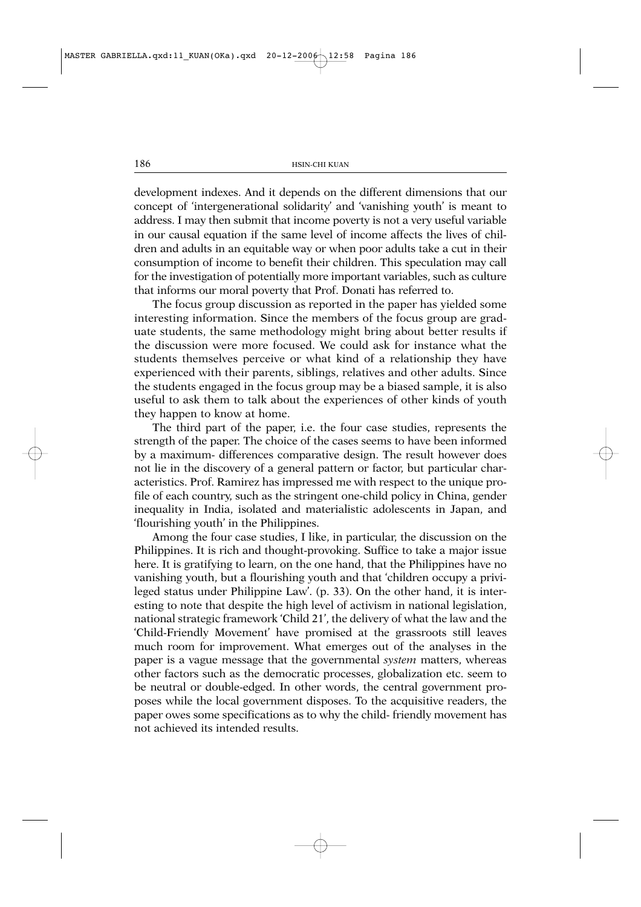development indexes. And it depends on the different dimensions that our concept of 'intergenerational solidarity' and 'vanishing youth' is meant to address. I may then submit that income poverty is not a very useful variable in our causal equation if the same level of income affects the lives of children and adults in an equitable way or when poor adults take a cut in their consumption of income to benefit their children. This speculation may call for the investigation of potentially more important variables, such as culture that informs our moral poverty that Prof. Donati has referred to.

The focus group discussion as reported in the paper has yielded some interesting information. Since the members of the focus group are graduate students, the same methodology might bring about better results if the discussion were more focused. We could ask for instance what the students themselves perceive or what kind of a relationship they have experienced with their parents, siblings, relatives and other adults. Since the students engaged in the focus group may be a biased sample, it is also useful to ask them to talk about the experiences of other kinds of youth they happen to know at home.

The third part of the paper, i.e. the four case studies, represents the strength of the paper. The choice of the cases seems to have been informed by a maximum- differences comparative design. The result however does not lie in the discovery of a general pattern or factor, but particular characteristics. Prof. Ramirez has impressed me with respect to the unique profile of each country, such as the stringent one-child policy in China, gender inequality in India, isolated and materialistic adolescents in Japan, and 'flourishing youth' in the Philippines.

Among the four case studies, I like, in particular, the discussion on the Philippines. It is rich and thought-provoking. Suffice to take a major issue here. It is gratifying to learn, on the one hand, that the Philippines have no vanishing youth, but a flourishing youth and that 'children occupy a privileged status under Philippine Law'. (p. 33). On the other hand, it is interesting to note that despite the high level of activism in national legislation, national strategic framework 'Child 21', the delivery of what the law and the 'Child-Friendly Movement' have promised at the grassroots still leaves much room for improvement. What emerges out of the analyses in the paper is a vague message that the governmental *system* matters, whereas other factors such as the democratic processes, globalization etc. seem to be neutral or double-edged. In other words, the central government proposes while the local government disposes. To the acquisitive readers, the paper owes some specifications as to why the child- friendly movement has not achieved its intended results.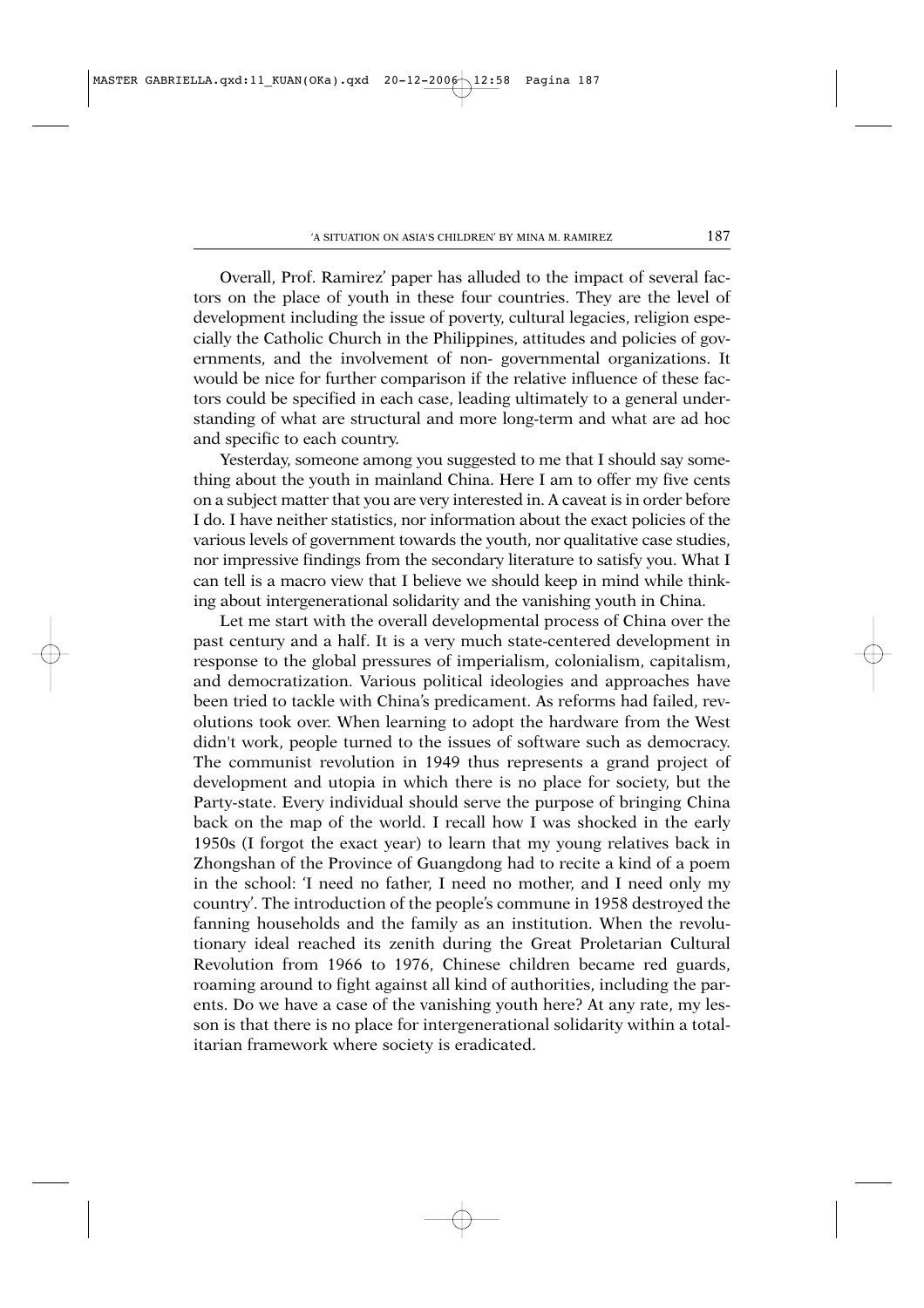Overall, Prof. Ramirez' paper has alluded to the impact of several factors on the place of youth in these four countries. They are the level of development including the issue of poverty, cultural legacies, religion especially the Catholic Church in the Philippines, attitudes and policies of governments, and the involvement of non- governmental organizations. It would be nice for further comparison if the relative influence of these factors could be specified in each case, leading ultimately to a general understanding of what are structural and more long-term and what are ad hoc and specific to each country.

Yesterday, someone among you suggested to me that I should say something about the youth in mainland China. Here I am to offer my five cents on a subject matter that you are very interested in. A caveat is in order before I do. I have neither statistics, nor information about the exact policies of the various levels of government towards the youth, nor qualitative case studies, nor impressive findings from the secondary literature to satisfy you. What I can tell is a macro view that I believe we should keep in mind while thinking about intergenerational solidarity and the vanishing youth in China.

Let me start with the overall developmental process of China over the past century and a half. It is a very much state-centered development in response to the global pressures of imperialism, colonialism, capitalism, and democratization. Various political ideologies and approaches have been tried to tackle with China's predicament. As reforms had failed, revolutions took over. When learning to adopt the hardware from the West didn't work, people turned to the issues of software such as democracy. The communist revolution in 1949 thus represents a grand project of development and utopia in which there is no place for society, but the Party-state. Every individual should serve the purpose of bringing China back on the map of the world. I recall how I was shocked in the early 1950s (I forgot the exact year) to learn that my young relatives back in Zhongshan of the Province of Guangdong had to recite a kind of a poem in the school: 'I need no father, I need no mother, and I need only my country'. The introduction of the people's commune in 1958 destroyed the fanning households and the family as an institution. When the revolutionary ideal reached its zenith during the Great Proletarian Cultural Revolution from 1966 to 1976, Chinese children became red guards, roaming around to fight against all kind of authorities, including the parents. Do we have a case of the vanishing youth here? At any rate, my lesson is that there is no place for intergenerational solidarity within a totalitarian framework where society is eradicated.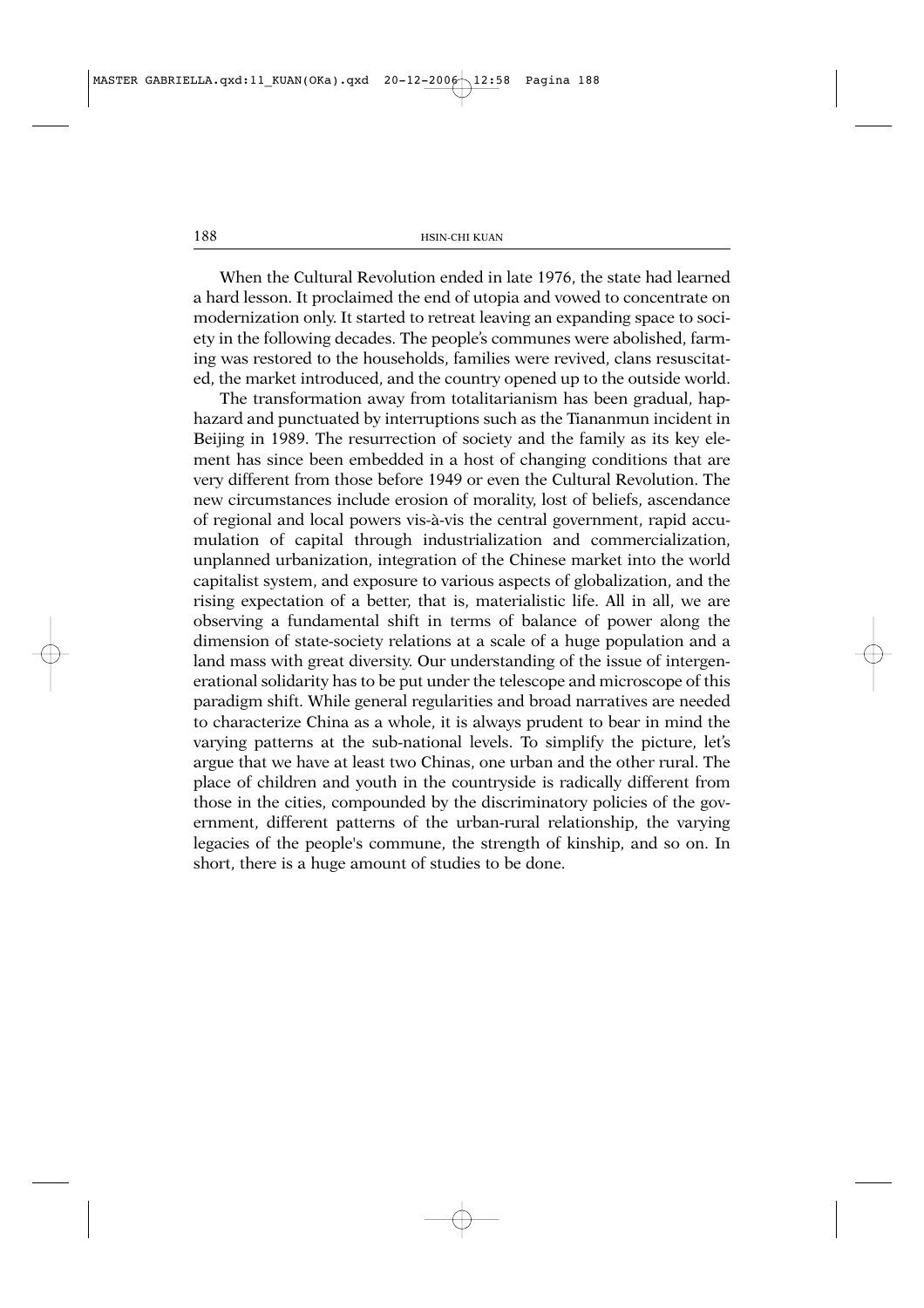When the Cultural Revolution ended in late 1976, the state had learned a hard lesson. It proclaimed the end of utopia and vowed to concentrate on modernization only. It started to retreat leaving an expanding space to society in the following decades. The people's communes were abolished, farming was restored to the households, families were revived, clans resuscitated, the market introduced, and the country opened up to the outside world.

The transformation away from totalitarianism has been gradual, haphazard and punctuated by interruptions such as the Tiananmun incident in Beijing in 1989. The resurrection of society and the family as its key element has since been embedded in a host of changing conditions that are very different from those before 1949 or even the Cultural Revolution. The new circumstances include erosion of morality, lost of beliefs, ascendance of regional and local powers vis-à-vis the central government, rapid accumulation of capital through industrialization and commercialization, unplanned urbanization, integration of the Chinese market into the world capitalist system, and exposure to various aspects of globalization, and the rising expectation of a better, that is, materialistic life. All in all, we are observing a fundamental shift in terms of balance of power along the dimension of state-society relations at a scale of a huge population and a land mass with great diversity. Our understanding of the issue of intergenerational solidarity has to be put under the telescope and microscope of this paradigm shift. While general regularities and broad narratives are needed to characterize China as a whole, it is always prudent to bear in mind the varying patterns at the sub-national levels. To simplify the picture, let's argue that we have at least two Chinas, one urban and the other rural. The place of children and youth in the countryside is radically different from those in the cities, compounded by the discriminatory policies of the government, different patterns of the urban-rural relationship, the varying legacies of the people's commune, the strength of kinship, and so on. In short, there is a huge amount of studies to be done.